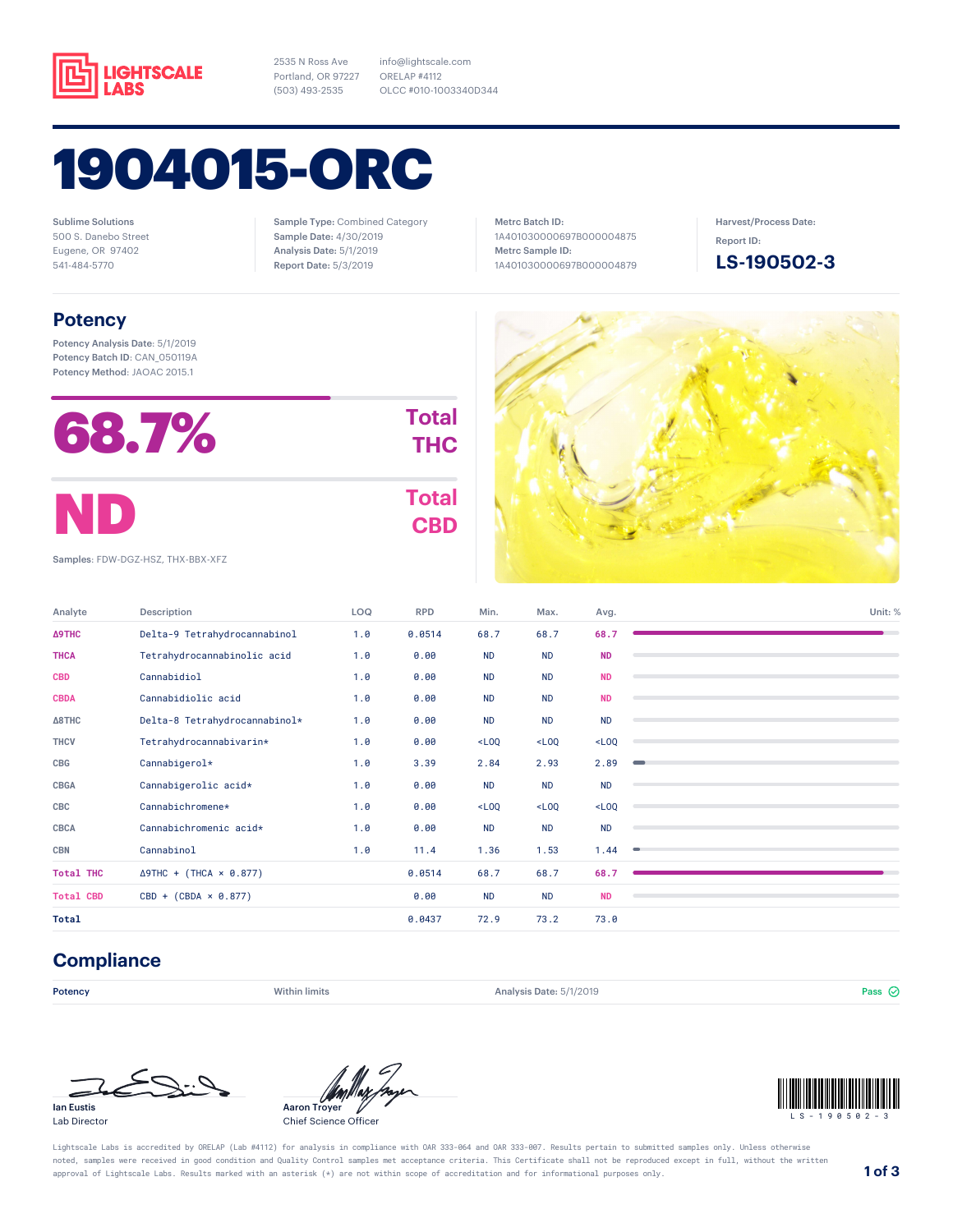LIGHTSCALE LABS

2535 N Ross Ave
Portland, OR 97227
(503) 493-2535

info@lightscale.com
ORELAP #4112
OLCC #010-1003340D344

# 1904015-ORC

Sublime Solutions
500 S. Danebo Street
Eugene, OR 97402
541-484-5770

**Sample Type:** Combined Category
**Sample Date:** 4/30/2019
**Analysis Date:** 5/1/2019
**Report Date:** 5/3/2019

**Metrc Batch ID:**
1A401030000697B000004875
**Metrc Sample ID:**
1A401030000697B000004879

**Harvest/Process Date:**
**Report ID:**
**LS-190502-3**

## Potency

**Potency Analysis Date:** 5/1/2019
**Potency Batch ID:** CAN_050119A
**Potency Method:** JAOAC 2015.1

**68.7%** Total THC

**ND** Total CBD

**Samples:** FDW-DGZ-HSZ, THX-BBX-XFZ

| Analyte | Description | LOQ | RPD | Min. | Max. | Avg. |
|---|---|---|---|---|---|---|
| Δ9THC | Delta-9 Tetrahydrocannabinol | 1.0 | 0.0514 | 68.7 | 68.7 | 68.7 |
| THCA | Tetrahydrocannabinolic acid | 1.0 | 0.00 | ND | ND | ND |
| CBD | Cannabidiol | 1.0 | 0.00 | ND | ND | ND |
| CBDA | Cannabidiolic acid | 1.0 | 0.00 | ND | ND | ND |
| Δ8THC | Delta-8 Tetrahydrocannabinol* | 1.0 | 0.00 | ND | ND | ND |
| THCV | Tetrahydrocannabivarin* | 1.0 | 0.00 | <LOQ | <LOQ | <LOQ |
| CBG | Cannabigerol* | 1.0 | 3.39 | 2.84 | 2.93 | 2.89 |
| CBGA | Cannabigerolic acid* | 1.0 | 0.00 | ND | ND | ND |
| CBC | Cannabichromene* | 1.0 | 0.00 | <LOQ | <LOQ | <LOQ |
| CBCA | Cannabichromenic acid* | 1.0 | 0.00 | ND | ND | ND |
| CBN | Cannabinol | 1.0 | 11.4 | 1.36 | 1.53 | 1.44 |
| Total THC | Δ9THC + (THCA × 0.877) | | 0.0514 | 68.7 | 68.7 | 68.7 |
| Total CBD | CBD + (CBDA × 0.877) | | 0.00 | ND | ND | ND |
| Total | | | 0.0437 | 72.9 | 73.2 | 73.0 |

Unit: %

## Compliance

| Potency | Within limits | Analysis Date: 5/1/2019 | Pass |
|---|---|---|---|

Ian Eustis
Lab Director

Aaron Troyer
Chief Science Officer

LS-190502-3

Lightscale Labs is accredited by ORELAP (Lab #4112) for analysis in compliance with OAR 333-064 and OAR 333-007. Results pertain to submitted samples only. Unless otherwise noted, samples were received in good condition and Quality Control samples met acceptance criteria. This Certificate shall not be reproduced except in full, without the written approval of Lightscale Labs. Results marked with an asterisk (*) are not within scope of accreditation and for informational purposes only.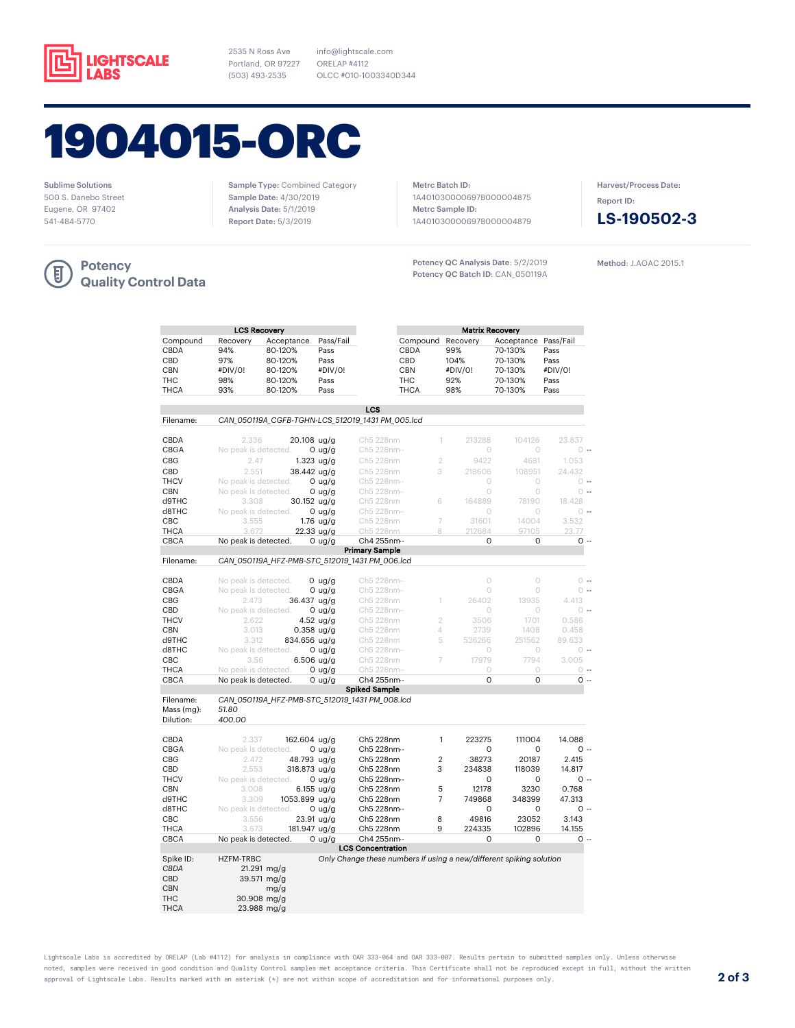LIGHTSCALE LABS

2535 N Ross Ave
Portland, OR 97227
(503) 493-2535

info@lightscale.com
ORELAP #4112
OLCC #010-1003340D344

# 1904015-ORC

Sublime Solutions
500 S. Danebo Street
Eugene, OR 97402
541-484-5770

**Sample Type:** Combined Category
**Sample Date:** 4/30/2019
**Analysis Date:** 5/1/2019
**Report Date:** 5/3/2019

**Metrc Batch ID:**
1A401030000697B000004875
**Metrc Sample ID:**
1A401030000697B000004879

**Harvest/Process Date:**
**Report ID:**
**LS-190502-3**

## Potency Quality Control Data

**Potency QC Analysis Date:** 5/2/2019
**Potency QC Batch ID:** CAN_050119A

**Method:** J.AOAC 2015.1

**LCS Recovery**

| Compound | Recovery | Acceptance | Pass/Fail |
|---|---|---|---|
| CBDA | 94% | 80-120% | Pass |
| CBD | 97% | 80-120% | Pass |
| CBN | #DIV/0! | 80-120% | #DIV/0! |
| THC | 98% | 80-120% | Pass |
| THCA | 93% | 80-120% | Pass |

**Matrix Recovery**

| Compound | Recovery | Acceptance | Pass/Fail |
|---|---|---|---|
| CBDA | 99% | 70-130% | Pass |
| CBD | 104% | 70-130% | Pass |
| CBN | #DIV/0! | 70-130% | #DIV/0! |
| THC | 92% | 70-130% | Pass |
| THCA | 98% | 70-130% | Pass |

**LCS**

Filename: CAN_050119A_CGFB-TGHN-LCS_512019_1431 PM_005.lcd

| Compound | RT | Amount | Channel | Peak | Area | Height | Conc. |
|---|---|---|---|---|---|---|---|
| CBDA | 2.336 | 20.108 ug/g | Ch5 228nm | 1 | 213288 | 104126 | 23.837 |
| CBGA | No peak is detected. | 0 ug/g | Ch5 228nm-- | | 0 | 0 | 0 -- |
| CBG | 2.47 | 1.323 ug/g | Ch5 228nm | 2 | 9422 | 4681 | 1.053 |
| CBD | 2.551 | 38.442 ug/g | Ch5 228nm | 3 | 218606 | 108951 | 24.432 |
| THCV | No peak is detected. | 0 ug/g | Ch5 228nm-- | | 0 | 0 | 0 -- |
| CBN | No peak is detected. | 0 ug/g | Ch5 228nm-- | | 0 | 0 | 0 -- |
| d9THC | 3.308 | 30.152 ug/g | Ch5 228nm | 6 | 164889 | 78190 | 18.428 |
| d8THC | No peak is detected. | 0 ug/g | Ch5 228nm-- | | 0 | 0 | 0 -- |
| CBC | 3.555 | 1.76 ug/g | Ch5 228nm | 7 | 31601 | 14004 | 3.532 |
| THCA | 3.672 | 22.33 ug/g | Ch5 228nm | 8 | 212684 | 97105 | 23.77 |
| CBCA | No peak is detected. | 0 ug/g | Ch4 255nm-- | | 0 | 0 | 0 -- |

**Primary Sample**

Filename: CAN_050119A_HFZ-PMB-STC_512019_1431 PM_006.lcd

| Compound | RT | Amount | Channel | Peak | Area | Height | Conc. |
|---|---|---|---|---|---|---|---|
| CBDA | No peak is detected. | 0 ug/g | Ch5 228nm-- | | 0 | 0 | 0 -- |
| CBGA | No peak is detected. | 0 ug/g | Ch5 228nm-- | | 0 | 0 | 0 -- |
| CBG | 2.473 | 36.437 ug/g | Ch5 228nm | 1 | 26402 | 13935 | 4.413 |
| CBD | No peak is detected. | 0 ug/g | Ch5 228nm-- | | 0 | 0 | 0 -- |
| THCV | 2.622 | 4.52 ug/g | Ch5 228nm | 2 | 3506 | 1701 | 0.586 |
| CBN | 3.013 | 0.358 ug/g | Ch5 228nm | 4 | 2739 | 1408 | 0.458 |
| d9THC | 3.312 | 834.656 ug/g | Ch5 228nm | 5 | 536266 | 251562 | 89.633 |
| d8THC | No peak is detected. | 0 ug/g | Ch5 228nm-- | | 0 | 0 | 0 -- |
| CBC | 3.56 | 6.506 ug/g | Ch5 228nm | 7 | 17979 | 7794 | 3.005 |
| THCA | No peak is detected. | 0 ug/g | Ch5 228nm-- | | 0 | 0 | 0 -- |
| CBCA | No peak is detected. | 0 ug/g | Ch4 255nm-- | | 0 | 0 | 0 -- |

**Spiked Sample**

Filename: CAN_050119A_HFZ-PMB-STC_512019_1431 PM_008.lcd
Mass (mg): 51.80
Dilution: 400.00

| Compound | RT | Amount | Channel | Peak | Area | Height | Conc. |
|---|---|---|---|---|---|---|---|
| CBDA | 2.337 | 162.604 ug/g | Ch5 228nm | 1 | 223275 | 111004 | 14.088 |
| CBGA | No peak is detected. | 0 ug/g | Ch5 228nm-- | | 0 | 0 | 0 -- |
| CBG | 2.472 | 48.793 ug/g | Ch5 228nm | 2 | 38273 | 20187 | 2.415 |
| CBD | 2.553 | 318.873 ug/g | Ch5 228nm | 3 | 234838 | 118039 | 14.817 |
| THCV | No peak is detected. | 0 ug/g | Ch5 228nm-- | | 0 | 0 | 0 -- |
| CBN | 3.008 | 6.155 ug/g | Ch5 228nm | 5 | 12178 | 3230 | 0.768 |
| d9THC | 3.309 | 1053.899 ug/g | Ch5 228nm | 7 | 749868 | 348399 | 47.313 |
| d8THC | No peak is detected. | 0 ug/g | Ch5 228nm-- | | 0 | 0 | 0 -- |
| CBC | 3.556 | 23.91 ug/g | Ch5 228nm | 8 | 49816 | 23052 | 3.143 |
| THCA | 3.673 | 181.947 ug/g | Ch5 228nm | 9 | 224335 | 102896 | 14.155 |
| CBCA | No peak is detected. | 0 ug/g | Ch4 255nm-- | | 0 | 0 | 0 -- |

**LCS Concentration**

Spike ID: HZFM-TRBC — *Only Change these numbers if using a new/different spiking solution*

| Compound | Concentration |
|---|---|
| *CBDA* | 21.291 mg/g |
| CBD | 39.571 mg/g |
| CBN | mg/g |
| THC | 30.908 mg/g |
| THCA | 23.988 mg/g |

Lightscale Labs is accredited by ORELAP (Lab #4112) for analysis in compliance with OAR 333-064 and OAR 333-007. Results pertain to submitted samples only. Unless otherwise noted, samples were received in good condition and Quality Control samples met acceptance criteria. This Certificate shall not be reproduced except in full, without the written approval of Lightscale Labs. Results marked with an asterisk (*) are not within scope of accreditation and for informational purposes only.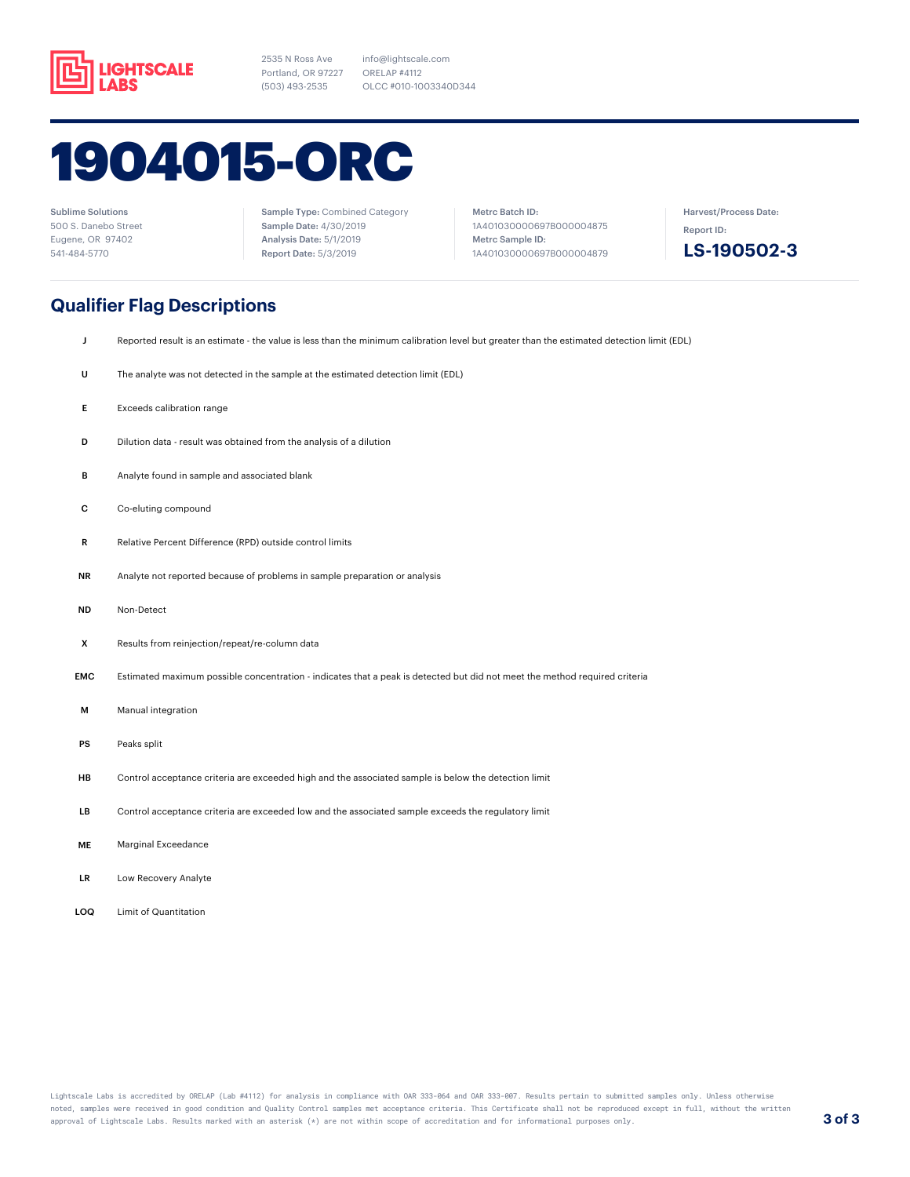LIGHTSCALE LABS

2535 N Ross Ave
Portland, OR 97227
(503) 493-2535

info@lightscale.com
ORELAP #4112
OLCC #010-1003340D344

# 1904015-ORC

Sublime Solutions
500 S. Danebo Street
Eugene, OR 97402
541-484-5770

**Sample Type:** Combined Category
**Sample Date:** 4/30/2019
**Analysis Date:** 5/1/2019
**Report Date:** 5/3/2019

**Metrc Batch ID:**
1A401030000697B000004875
**Metrc Sample ID:**
1A401030000697B000004879

**Harvest/Process Date:**
**Report ID:**
**LS-190502-3**

## Qualifier Flag Descriptions

| | |
|---|---|
| J | Reported result is an estimate - the value is less than the minimum calibration level but greater than the estimated detection limit (EDL) |
| U | The analyte was not detected in the sample at the estimated detection limit (EDL) |
| E | Exceeds calibration range |
| D | Dilution data - result was obtained from the analysis of a dilution |
| B | Analyte found in sample and associated blank |
| C | Co-eluting compound |
| R | Relative Percent Difference (RPD) outside control limits |
| NR | Analyte not reported because of problems in sample preparation or analysis |
| ND | Non-Detect |
| X | Results from reinjection/repeat/re-column data |
| EMC | Estimated maximum possible concentration - indicates that a peak is detected but did not meet the method required criteria |
| M | Manual integration |
| PS | Peaks split |
| HB | Control acceptance criteria are exceeded high and the associated sample is below the detection limit |
| LB | Control acceptance criteria are exceeded low and the associated sample exceeds the regulatory limit |
| ME | Marginal Exceedance |
| LR | Low Recovery Analyte |
| LOQ | Limit of Quantitation |

Lightscale Labs is accredited by ORELAP (Lab #4112) for analysis in compliance with OAR 333-064 and OAR 333-007. Results pertain to submitted samples only. Unless otherwise noted, samples were received in good condition and Quality Control samples met acceptance criteria. This Certificate shall not be reproduced except in full, without the written approval of Lightscale Labs. Results marked with an asterisk (*) are not within scope of accreditation and for informational purposes only.